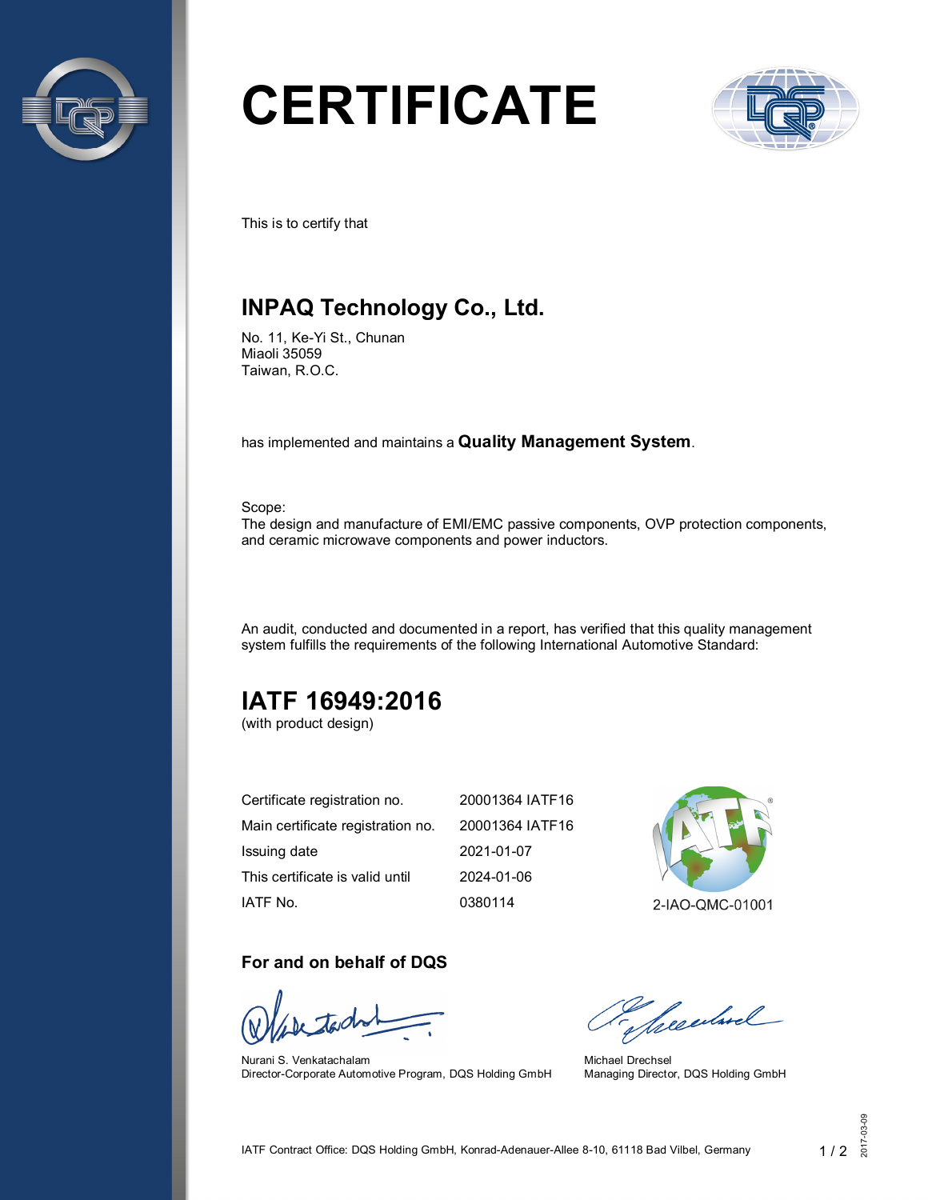# CERTIFICATE

This is to certify that

## INPAQ Technology Co., Ltd.

No. 11, Ke-Yi St., Chunan
Miaoli 35059
Taiwan, R.O.C.

has implemented and maintains a **Quality Management System**.

Scope:
The design and manufacture of EMI/EMC passive components, OVP protection components, and ceramic microwave components and power inductors.

An audit, conducted and documented in a report, has verified that this quality management system fulfills the requirements of the following International Automotive Standard:

## IATF 16949:2016

(with product design)

| | |
|---|---|
| Certificate registration no. | 20001364 IATF16 |
| Main certificate registration no. | 20001364 IATF16 |
| Issuing date | 2021-01-07 |
| This certificate is valid until | 2024-01-06 |
| IATF No. | 0380114 |

2-IAO-QMC-01001

### For and on behalf of DQS

Nurani S. Venkatachalam
Director-Corporate Automotive Program, DQS Holding GmbH

Michael Drechsel
Managing Director, DQS Holding GmbH

IATF Contract Office: DQS Holding GmbH, Konrad-Adenauer-Allee 8-10, 61118 Bad Vilbel, Germany

2017-03-09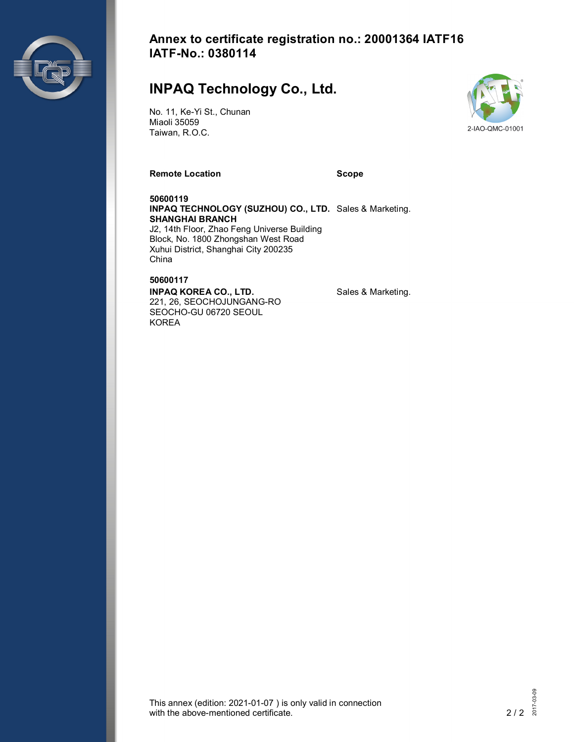## Annex to certificate registration no.: 20001364 IATF16
## IATF-No.: 0380114

# INPAQ Technology Co., Ltd.

No. 11, Ke-Yi St., Chunan
Miaoli 35059
Taiwan, R.O.C.

2-IAO-QMC-01001

| Remote Location | Scope |
| --- | --- |
| **50600119**<br>**INPAQ TECHNOLOGY (SUZHOU) CO., LTD. SHANGHAI BRANCH**<br>J2, 14th Floor, Zhao Feng Universe Building Block, No. 1800 Zhongshan West Road<br>Xuhui District, Shanghai City 200235<br>China | Sales & Marketing. |
| **50600117**<br>**INPAQ KOREA CO., LTD.**<br>221, 26, SEOCHOJUNGANG-RO<br>SEOCHO-GU 06720 SEOUL<br>KOREA | Sales & Marketing. |

This annex (edition: 2021-01-07 ) is only valid in connection with the above-mentioned certificate.

2017-03-09